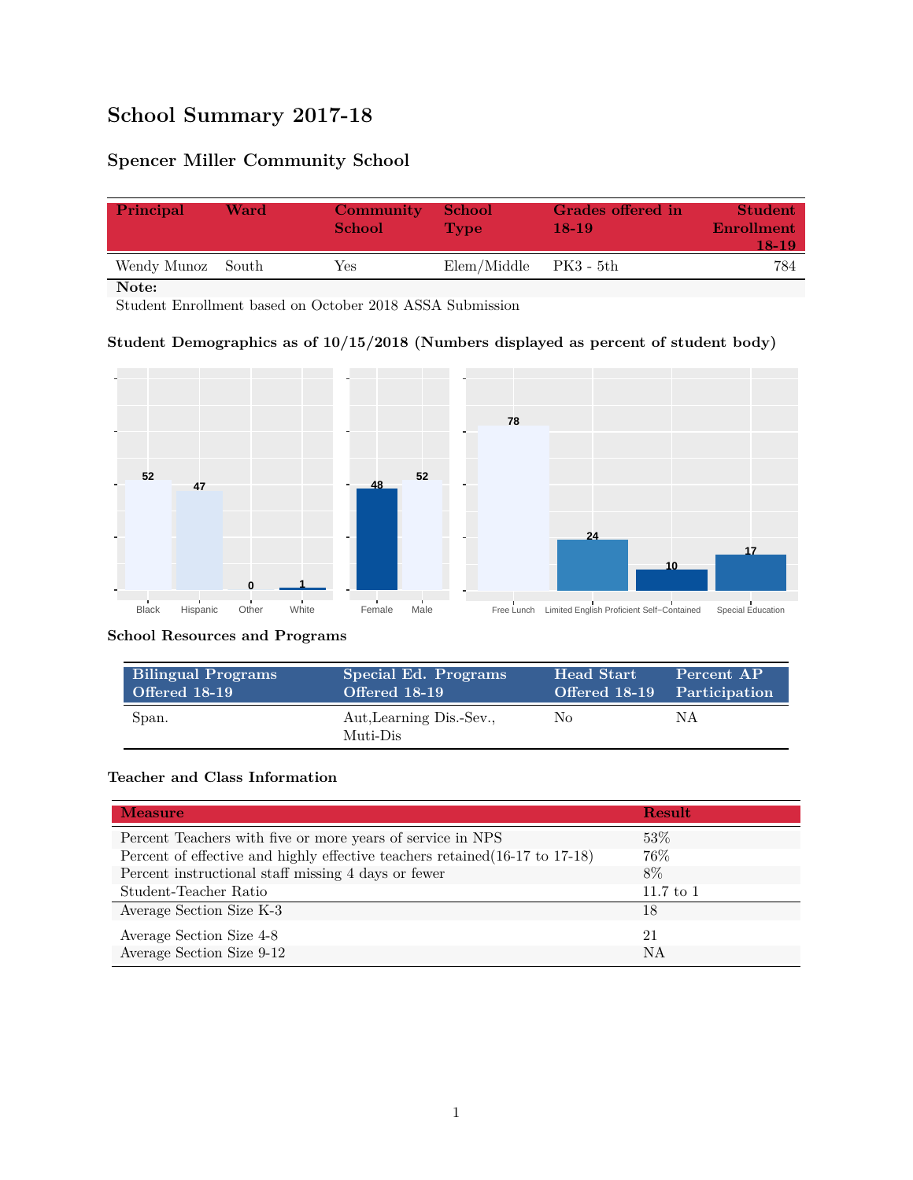# School Summary 2017-18

## Spencer Miller Community School

| Principal | Ward | Community School | School Type | Grades offered in 18-19 | Student Enrollment 18-19 |
|---|---|---|---|---|---|
| Wendy Munoz | South | Yes | Elem/Middle | PK3 - 5th | 784 |

**Note:**
Student Enrollment based on October 2018 ASSA Submission

### Student Demographics as of 10/15/2018 (Numbers displayed as percent of student body)

| Black | Hispanic | Other | White |
|---|---|---|---|
| 52 | 47 | 0 | 1 |

| Female | Male |
|---|---|
| 48 | 52 |

| Free Lunch | Limited English Proficient | Self-Contained | Special Education |
|---|---|---|---|
| 78 | 24 | 10 | 17 |

### School Resources and Programs

| Bilingual Programs Offered 18-19 | Special Ed. Programs Offered 18-19 | Head Start Offered 18-19 | Percent AP Participation |
|---|---|---|---|
| Span. | Aut,Learning Dis.-Sev., Muti-Dis | No | NA |

### Teacher and Class Information

| Measure | Result |
|---|---|
| Percent Teachers with five or more years of service in NPS | 53% |
| Percent of effective and highly effective teachers retained(16-17 to 17-18) | 76% |
| Percent instructional staff missing 4 days or fewer | 8% |
| Student-Teacher Ratio | 11.7 to 1 |
| Average Section Size K-3 | 18 |
| Average Section Size 4-8 | 21 |
| Average Section Size 9-12 | NA |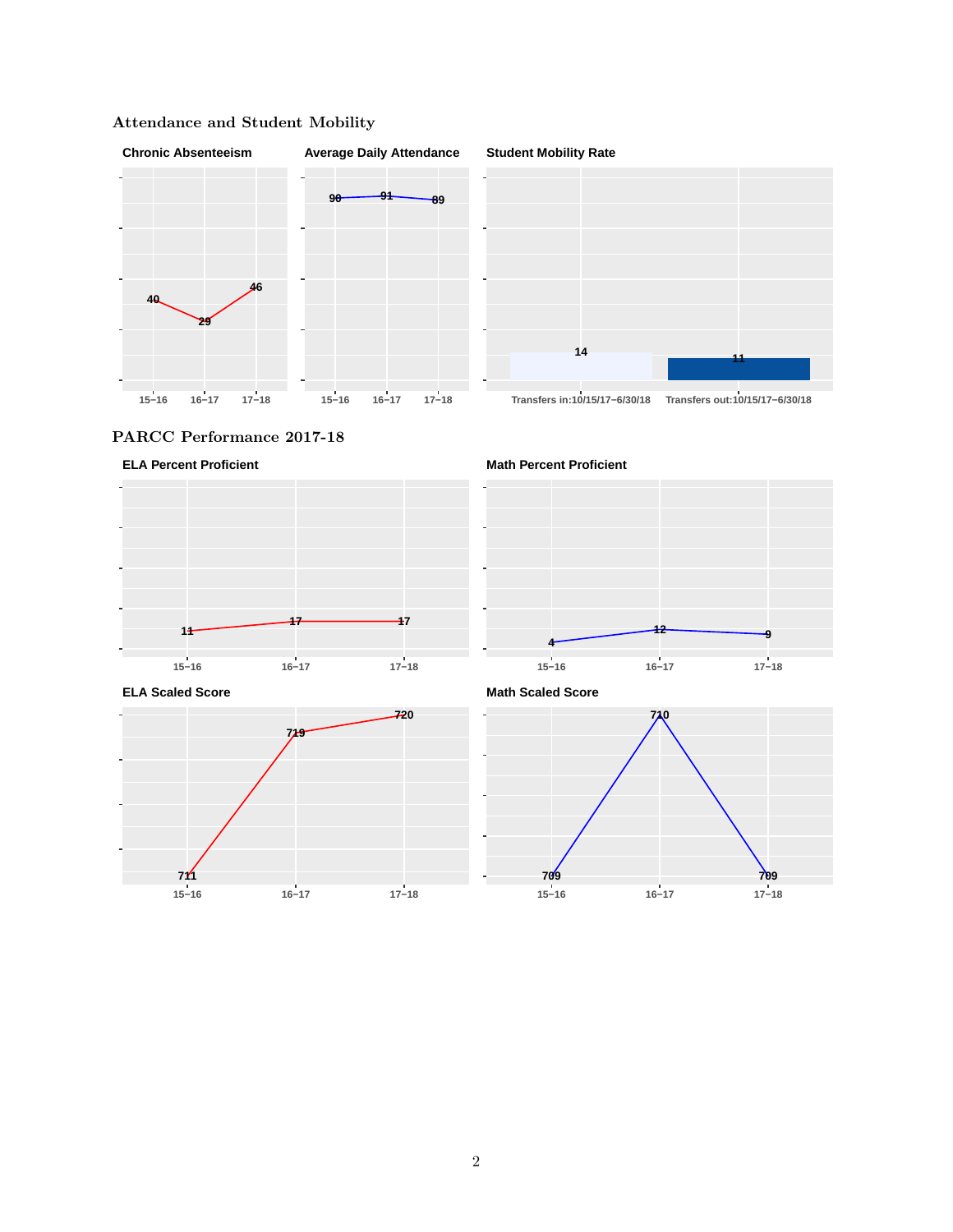## Attendance and Student Mobility

**Chronic Absenteeism**

40
29
46

15–16
16–17
17–18

**Average Daily Attendance**

90
91
89

15–16
16–17
17–18

**Student Mobility Rate**

14
11

Transfers in:10/15/17–6/30/18
Transfers out:10/15/17–6/30/18

## PARCC Performance 2017-18

**ELA Percent Proficient**

11
17
17

15–16
16–17
17–18

**Math Percent Proficient**

4
12
9

15–16
16–17
17–18

**ELA Scaled Score**

711
719
720

15–16
16–17
17–18

**Math Scaled Score**

709
710
709

15–16
16–17
17–18